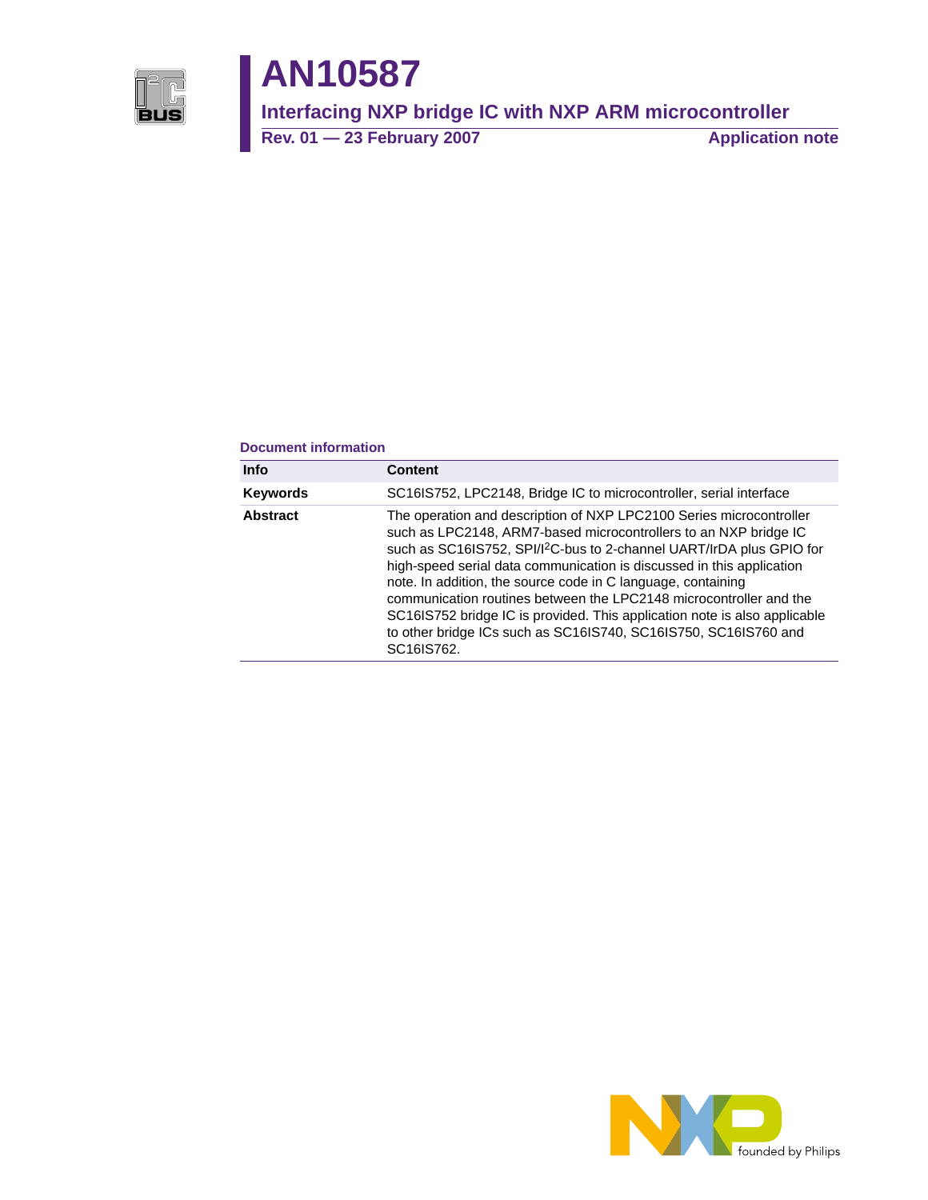# AN10587

## Interfacing NXP bridge IC with NXP ARM microcontroller

**Rev. 01 — 23 February 2007** **Application note**

### Document information

| Info | Content |
|---|---|
| **Keywords** | SC16IS752, LPC2148, Bridge IC to microcontroller, serial interface |
| **Abstract** | The operation and description of NXP LPC2100 Series microcontroller such as LPC2148, ARM7-based microcontrollers to an NXP bridge IC such as SC16IS752, SPI/I$^2$C-bus to 2-channel UART/IrDA plus GPIO for high-speed serial data communication is discussed in this application note. In addition, the source code in C language, containing communication routines between the LPC2148 microcontroller and the SC16IS752 bridge IC is provided. This application note is also applicable to other bridge ICs such as SC16IS740, SC16IS750, SC16IS760 and SC16IS762. |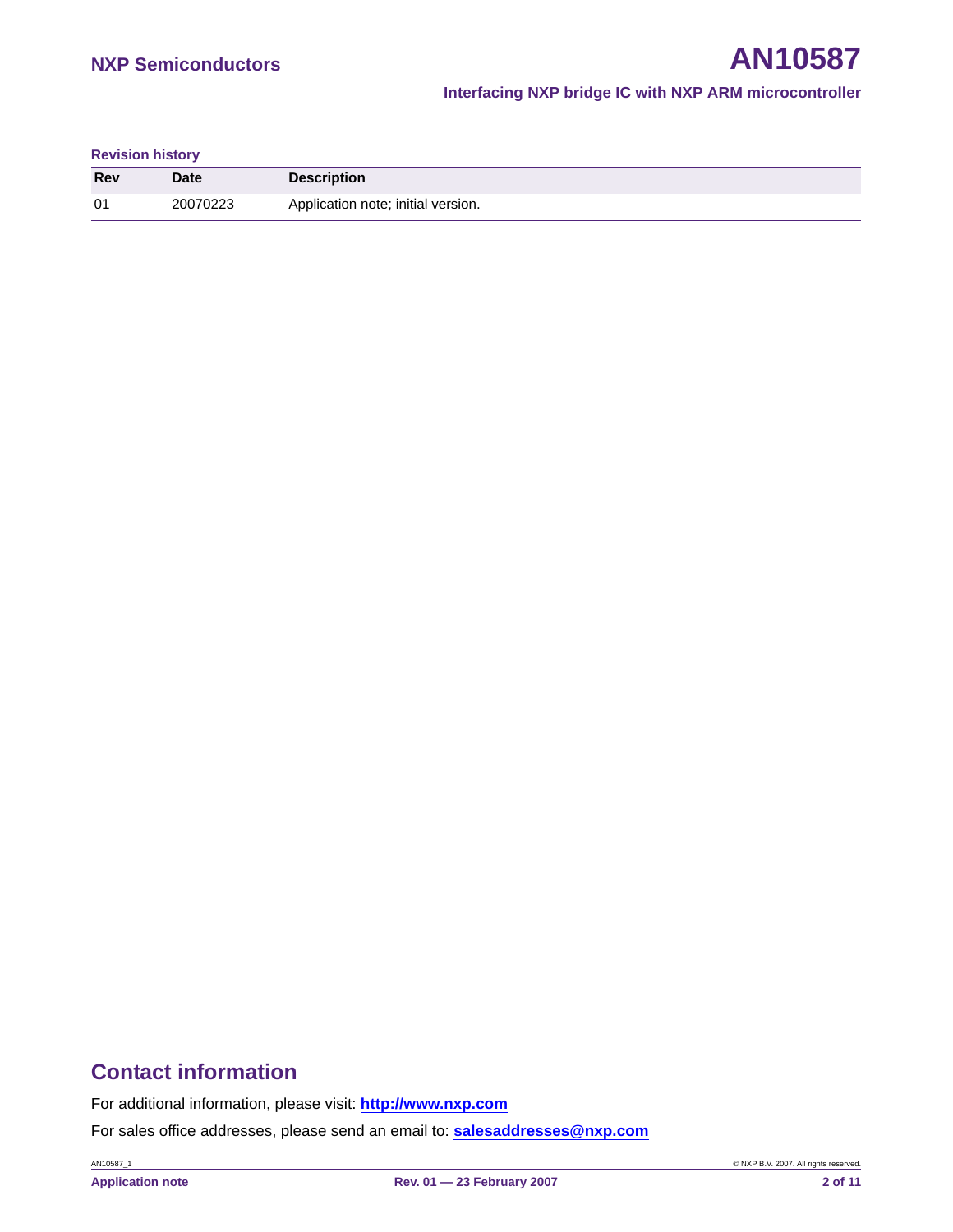**Revision history**

| Rev | Date | Description |
|---|---|---|
| 01 | 20070223 | Application note; initial version. |

## Contact information

For additional information, please visit: **http://www.nxp.com**

For sales office addresses, please send an email to: **salesaddresses@nxp.com**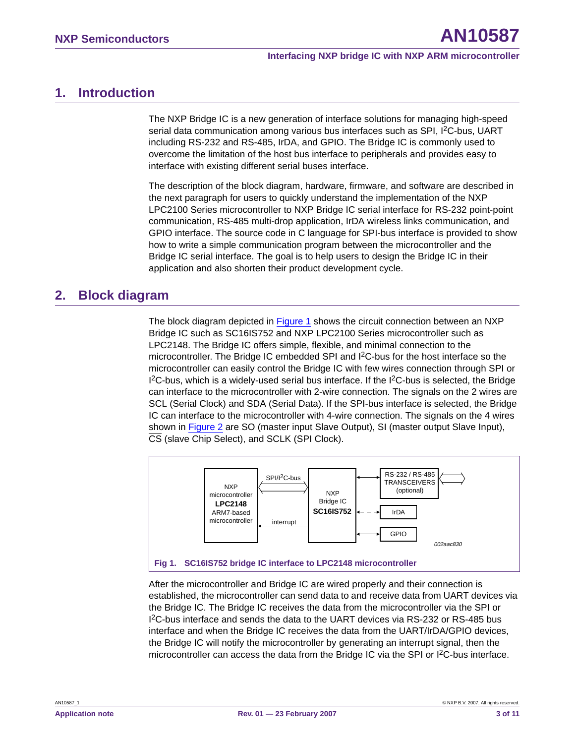## 1. Introduction

The NXP Bridge IC is a new generation of interface solutions for managing high-speed serial data communication among various bus interfaces such as SPI, I$^2$C-bus, UART including RS-232 and RS-485, IrDA, and GPIO. The Bridge IC is commonly used to overcome the limitation of the host bus interface to peripherals and provides easy to interface with existing different serial buses interface.

The description of the block diagram, hardware, firmware, and software are described in the next paragraph for users to quickly understand the implementation of the NXP LPC2100 Series microcontroller to NXP Bridge IC serial interface for RS-232 point-point communication, RS-485 multi-drop application, IrDA wireless links communication, and GPIO interface. The source code in C language for SPI-bus interface is provided to show how to write a simple communication program between the microcontroller and the Bridge IC serial interface. The goal is to help users to design the Bridge IC in their application and also shorten their product development cycle.

## 2. Block diagram

The block diagram depicted in Figure 1 shows the circuit connection between an NXP Bridge IC such as SC16IS752 and NXP LPC2100 Series microcontroller such as LPC2148. The Bridge IC offers simple, flexible, and minimal connection to the microcontroller. The Bridge IC embedded SPI and I$^2$C-bus for the host interface so the microcontroller can easily control the Bridge IC with few wires connection through SPI or I$^2$C-bus, which is a widely-used serial bus interface. If the I$^2$C-bus is selected, the Bridge can interface to the microcontroller with 2-wire connection. The signals on the 2 wires are SCL (Serial Clock) and SDA (Serial Data). If the SPI-bus interface is selected, the Bridge IC can interface to the microcontroller with 4-wire connection. The signals on the 4 wires shown in Figure 2 are SO (master input Slave Output), SI (master output Slave Input), CS (slave Chip Select), and SCLK (SPI Clock).

NXP microcontroller **LPC2148** ARM7-based microcontroller — SPI/I$^2$C-bus — interrupt — NXP Bridge IC **SC16IS752** — RS-232 / RS-485 TRANSCEIVERS (optional) — IrDA — GPIO

002aac830

**Fig 1. SC16IS752 bridge IC interface to LPC2148 microcontroller**

After the microcontroller and Bridge IC are wired properly and their connection is established, the microcontroller can send data to and receive data from UART devices via the Bridge IC. The Bridge IC receives the data from the microcontroller via the SPI or I$^2$C-bus interface and sends the data to the UART devices via RS-232 or RS-485 bus interface and when the Bridge IC receives the data from the UART/IrDA/GPIO devices, the Bridge IC will notify the microcontroller by generating an interrupt signal, then the microcontroller can access the data from the Bridge IC via the SPI or I$^2$C-bus interface.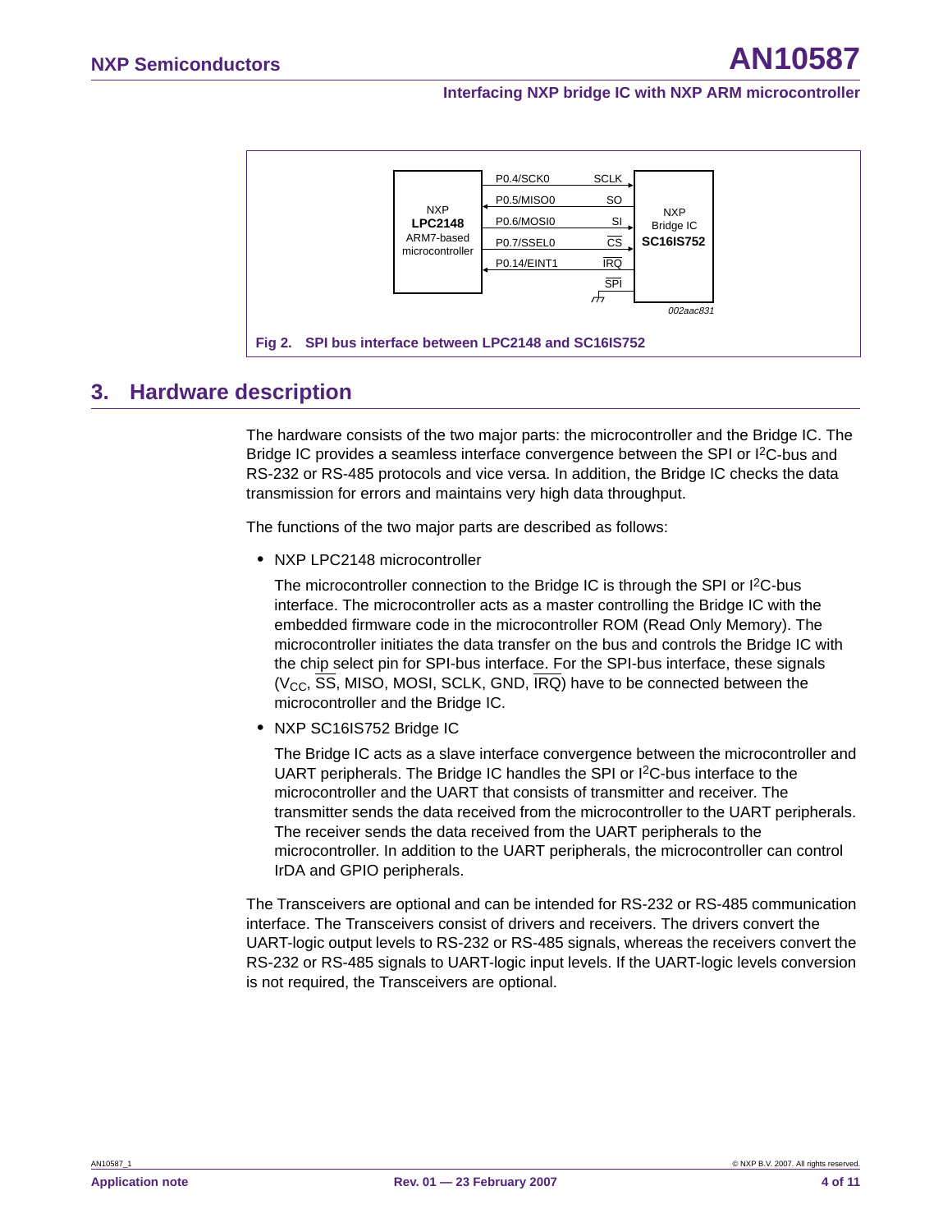Fig 2. SPI bus interface between LPC2148 and SC16IS752

## 3. Hardware description

The hardware consists of the two major parts: the microcontroller and the Bridge IC. The Bridge IC provides a seamless interface convergence between the SPI or I²C-bus and RS-232 or RS-485 protocols and vice versa. In addition, the Bridge IC checks the data transmission for errors and maintains very high data throughput.

The functions of the two major parts are described as follows:

- NXP LPC2148 microcontroller

  The microcontroller connection to the Bridge IC is through the SPI or I²C-bus interface. The microcontroller acts as a master controlling the Bridge IC with the embedded firmware code in the microcontroller ROM (Read Only Memory). The microcontroller initiates the data transfer on the bus and controls the Bridge IC with the chip select pin for SPI-bus interface. For the SPI-bus interface, these signals ($V_{CC}$, $\overline{SS}$, MISO, MOSI, SCLK, GND, $\overline{IRQ}$) have to be connected between the microcontroller and the Bridge IC.

- NXP SC16IS752 Bridge IC

  The Bridge IC acts as a slave interface convergence between the microcontroller and UART peripherals. The Bridge IC handles the SPI or I²C-bus interface to the microcontroller and the UART that consists of transmitter and receiver. The transmitter sends the data received from the microcontroller to the UART peripherals. The receiver sends the data received from the UART peripherals to the microcontroller. In addition to the UART peripherals, the microcontroller can control IrDA and GPIO peripherals.

The Transceivers are optional and can be intended for RS-232 or RS-485 communication interface. The Transceivers consist of drivers and receivers. The drivers convert the UART-logic output levels to RS-232 or RS-485 signals, whereas the receivers convert the RS-232 or RS-485 signals to UART-logic input levels. If the UART-logic levels conversion is not required, the Transceivers are optional.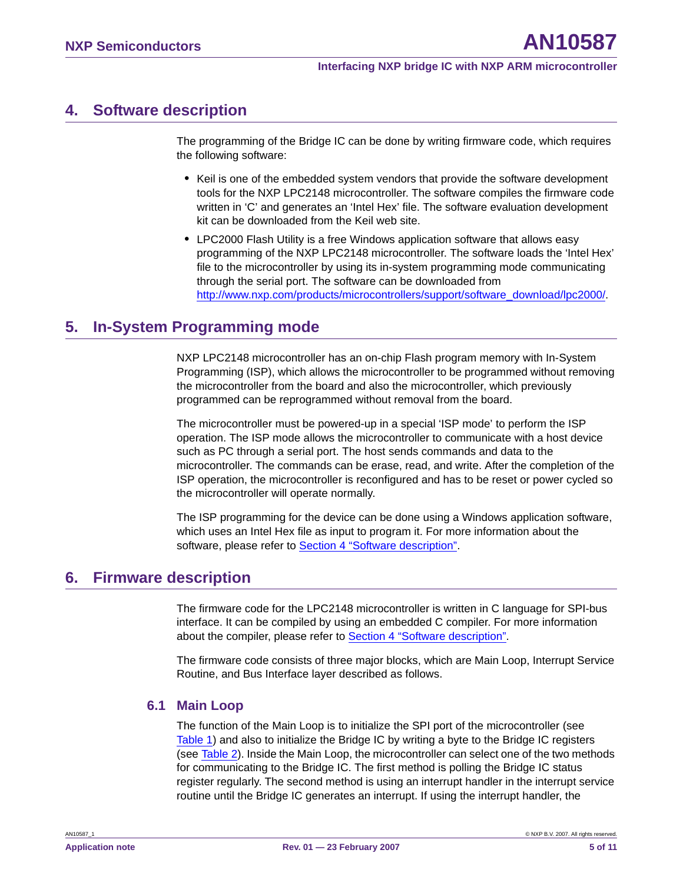## 4. Software description

The programming of the Bridge IC can be done by writing firmware code, which requires the following software:

- Keil is one of the embedded system vendors that provide the software development tools for the NXP LPC2148 microcontroller. The software compiles the firmware code written in 'C' and generates an 'Intel Hex' file. The software evaluation development kit can be downloaded from the Keil web site.
- LPC2000 Flash Utility is a free Windows application software that allows easy programming of the NXP LPC2148 microcontroller. The software loads the 'Intel Hex' file to the microcontroller by using its in-system programming mode communicating through the serial port. The software can be downloaded from http://www.nxp.com/products/microcontrollers/support/software_download/lpc2000/.

## 5. In-System Programming mode

NXP LPC2148 microcontroller has an on-chip Flash program memory with In-System Programming (ISP), which allows the microcontroller to be programmed without removing the microcontroller from the board and also the microcontroller, which previously programmed can be reprogrammed without removal from the board.

The microcontroller must be powered-up in a special 'ISP mode' to perform the ISP operation. The ISP mode allows the microcontroller to communicate with a host device such as PC through a serial port. The host sends commands and data to the microcontroller. The commands can be erase, read, and write. After the completion of the ISP operation, the microcontroller is reconfigured and has to be reset or power cycled so the microcontroller will operate normally.

The ISP programming for the device can be done using a Windows application software, which uses an Intel Hex file as input to program it. For more information about the software, please refer to Section 4 "Software description".

## 6. Firmware description

The firmware code for the LPC2148 microcontroller is written in C language for SPI-bus interface. It can be compiled by using an embedded C compiler. For more information about the compiler, please refer to Section 4 "Software description".

The firmware code consists of three major blocks, which are Main Loop, Interrupt Service Routine, and Bus Interface layer described as follows.

### 6.1 Main Loop

The function of the Main Loop is to initialize the SPI port of the microcontroller (see Table 1) and also to initialize the Bridge IC by writing a byte to the Bridge IC registers (see Table 2). Inside the Main Loop, the microcontroller can select one of the two methods for communicating to the Bridge IC. The first method is polling the Bridge IC status register regularly. The second method is using an interrupt handler in the interrupt service routine until the Bridge IC generates an interrupt. If using the interrupt handler, the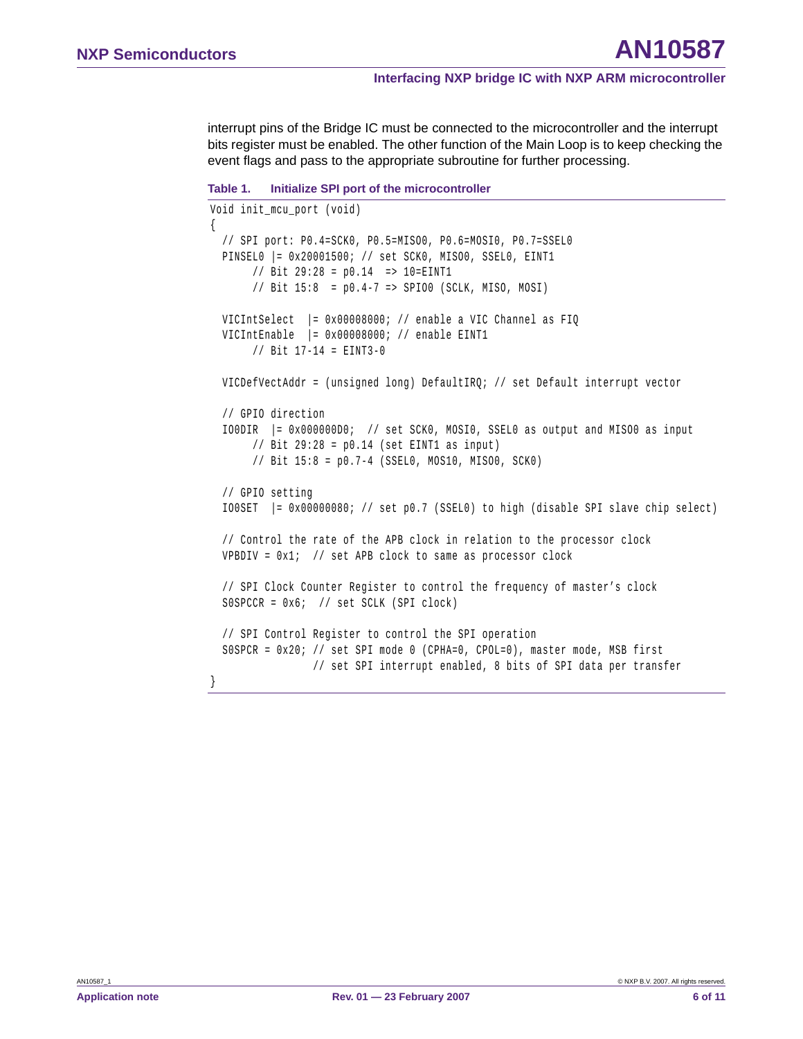interrupt pins of the Bridge IC must be connected to the microcontroller and the interrupt bits register must be enabled. The other function of the Main Loop is to keep checking the event flags and pass to the appropriate subroutine for further processing.

**Table 1. Initialize SPI port of the microcontroller**

```
Void init_mcu_port (void)
{
  // SPI port: P0.4=SCK0, P0.5=MISO0, P0.6=MOSI0, P0.7=SSEL0
  PINSEL0 |= 0x20001500; // set SCK0, MISO0, SSEL0, EINT1
       // Bit 29:28 = p0.14  => 10=EINT1
       // Bit 15:8  = p0.4-7 => SPIO0 (SCLK, MISO, MOSI)

  VICIntSelect  |= 0x00008000; // enable a VIC Channel as FIQ
  VICIntEnable  |= 0x00008000; // enable EINT1
       // Bit 17-14 = EINT3-0

  VICDefVectAddr = (unsigned long) DefaultIRQ; // set Default interrupt vector

  // GPIO direction
  IO0DIR  |= 0x000000D0;  // set SCK0, MOSI0, SSEL0 as output and MISO0 as input
       // Bit 29:28 = p0.14 (set EINT1 as input)
       // Bit 15:8 = p0.7-4 (SSEL0, MOS10, MISO0, SCK0)

  // GPIO setting
  IO0SET  |= 0x00000080; // set p0.7 (SSEL0) to high (disable SPI slave chip select)

  // Control the rate of the APB clock in relation to the processor clock
  VPBDIV = 0x1;  // set APB clock to same as processor clock

  // SPI Clock Counter Register to control the frequency of master's clock
  S0SPCCR = 0x6;  // set SCLK (SPI clock)

  // SPI Control Register to control the SPI operation
  S0SPCR = 0x20; // set SPI mode 0 (CPHA=0, CPOL=0), master mode, MSB first
                // set SPI interrupt enabled, 8 bits of SPI data per transfer
}
```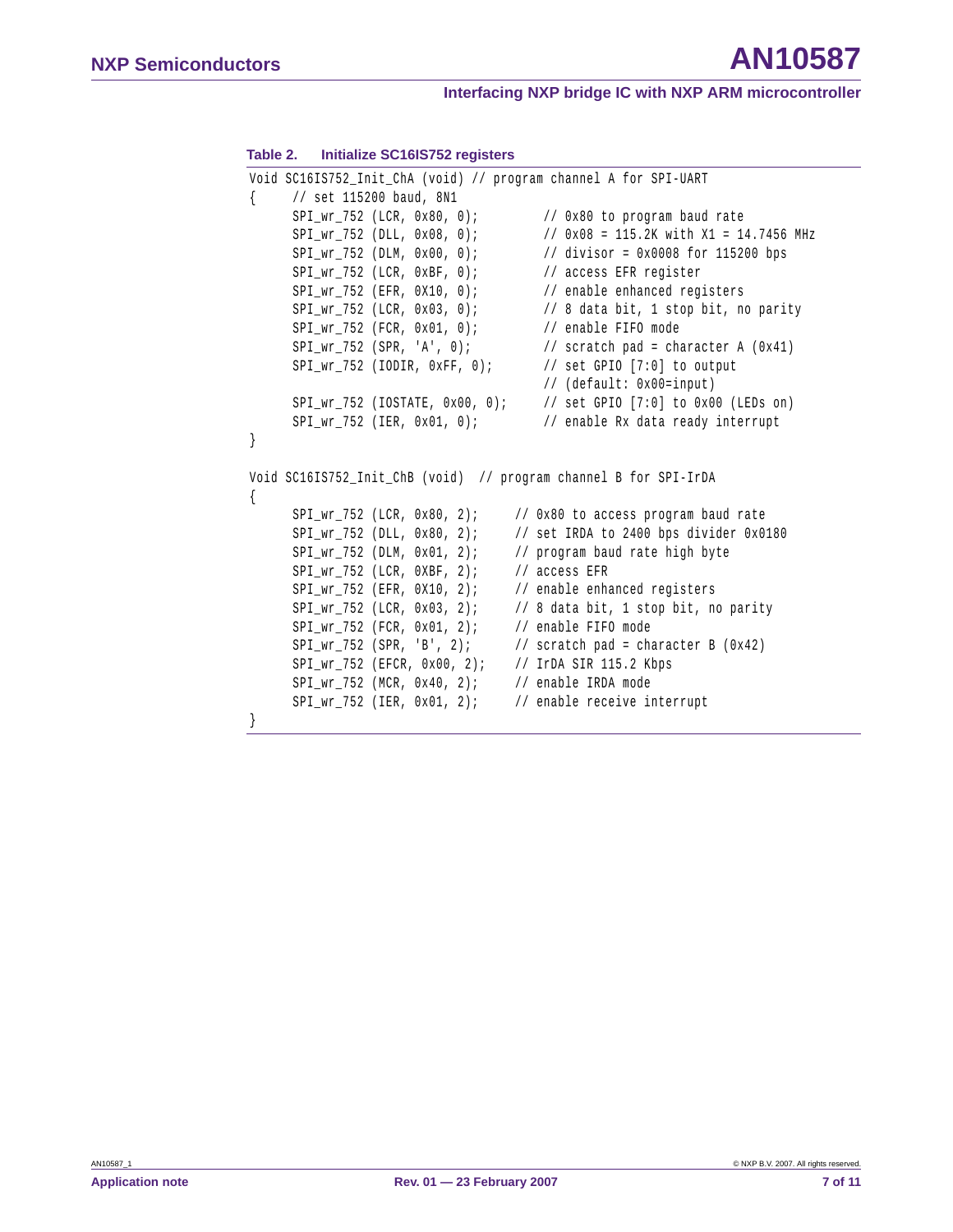**Table 2. Initialize SC16IS752 registers**

```
Void SC16IS752_Init_ChA (void) // program channel A for SPI-UART
{     // set 115200 baud, 8N1
      SPI_wr_752 (LCR, 0x80, 0);         // 0x80 to program baud rate
      SPI_wr_752 (DLL, 0x08, 0);         // 0x08 = 115.2K with X1 = 14.7456 MHz
      SPI_wr_752 (DLM, 0x00, 0);         // divisor = 0x0008 for 115200 bps
      SPI_wr_752 (LCR, 0xBF, 0);         // access EFR register
      SPI_wr_752 (EFR, 0X10, 0);         // enable enhanced registers
      SPI_wr_752 (LCR, 0x03, 0);         // 8 data bit, 1 stop bit, no parity
      SPI_wr_752 (FCR, 0x01, 0);         // enable FIFO mode
      SPI_wr_752 (SPR, 'A', 0);          // scratch pad = character A (0x41)
      SPI_wr_752 (IODIR, 0xFF, 0);       // set GPIO [7:0] to output
                                         // (default: 0x00=input)
      SPI_wr_752 (IOSTATE, 0x00, 0);     // set GPIO [7:0] to 0x00 (LEDs on)
      SPI_wr_752 (IER, 0x01, 0);         // enable Rx data ready interrupt
}

Void SC16IS752_Init_ChB (void)  // program channel B for SPI-IrDA
{
      SPI_wr_752 (LCR, 0x80, 2);     // 0x80 to access program baud rate
      SPI_wr_752 (DLL, 0x80, 2);     // set IRDA to 2400 bps divider 0x0180
      SPI_wr_752 (DLM, 0x01, 2);     // program baud rate high byte
      SPI_wr_752 (LCR, 0XBF, 2);     // access EFR
      SPI_wr_752 (EFR, 0X10, 2);     // enable enhanced registers
      SPI_wr_752 (LCR, 0x03, 2);     // 8 data bit, 1 stop bit, no parity
      SPI_wr_752 (FCR, 0x01, 2);     // enable FIFO mode
      SPI_wr_752 (SPR, 'B', 2);      // scratch pad = character B (0x42)
      SPI_wr_752 (EFCR, 0x00, 2);    // IrDA SIR 115.2 Kbps
      SPI_wr_752 (MCR, 0x40, 2);     // enable IRDA mode
      SPI_wr_752 (IER, 0x01, 2);     // enable receive interrupt
}
```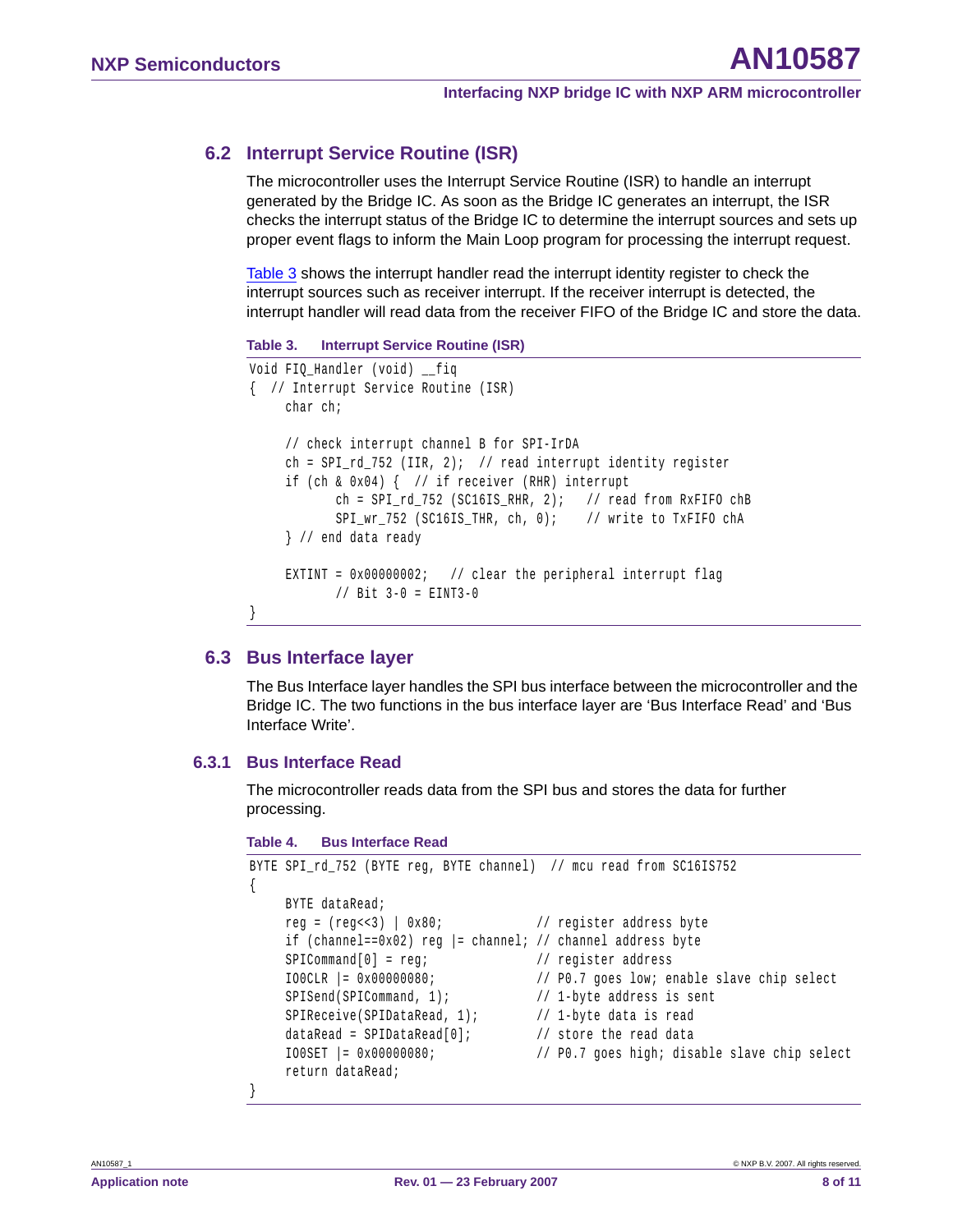## 6.2 Interrupt Service Routine (ISR)

The microcontroller uses the Interrupt Service Routine (ISR) to handle an interrupt generated by the Bridge IC. As soon as the Bridge IC generates an interrupt, the ISR checks the interrupt status of the Bridge IC to determine the interrupt sources and sets up proper event flags to inform the Main Loop program for processing the interrupt request.

Table 3 shows the interrupt handler read the interrupt identity register to check the interrupt sources such as receiver interrupt. If the receiver interrupt is detected, the interrupt handler will read data from the receiver FIFO of the Bridge IC and store the data.

**Table 3. Interrupt Service Routine (ISR)**

```
Void FIQ_Handler (void) __fiq
{  // Interrupt Service Routine (ISR)
     char ch;

     // check interrupt channel B for SPI-IrDA
     ch = SPI_rd_752 (IIR, 2);  // read interrupt identity register
     if (ch & 0x04) {  // if receiver (RHR) interrupt
            ch = SPI_rd_752 (SC16IS_RHR, 2);   // read from RxFIFO chB
            SPI_wr_752 (SC16IS_THR, ch, 0);    // write to TxFIFO chA
     } // end data ready

     EXTINT = 0x00000002;   // clear the peripheral interrupt flag
            // Bit 3-0 = EINT3-0
}
```

## 6.3 Bus Interface layer

The Bus Interface layer handles the SPI bus interface between the microcontroller and the Bridge IC. The two functions in the bus interface layer are ‘Bus Interface Read’ and ‘Bus Interface Write’.

### 6.3.1 Bus Interface Read

The microcontroller reads data from the SPI bus and stores the data for further processing.

**Table 4. Bus Interface Read**

```
BYTE SPI_rd_752 (BYTE reg, BYTE channel)  // mcu read from SC16IS752
{
     BYTE dataRead;
     reg = (reg<<3) | 0x80;              // register address byte
     if (channel==0x02) reg |= channel; // channel address byte
     SPICommand[0] = reg;               // register address
     IO0CLR |= 0x00000080;              // P0.7 goes low; enable slave chip select
     SPISend(SPICommand, 1);            // 1-byte address is sent
     SPIReceive(SPIDataRead, 1);        // 1-byte data is read
     dataRead = SPIDataRead[0];         // store the read data
     IO0SET |= 0x00000080;              // P0.7 goes high; disable slave chip select
     return dataRead;
}
```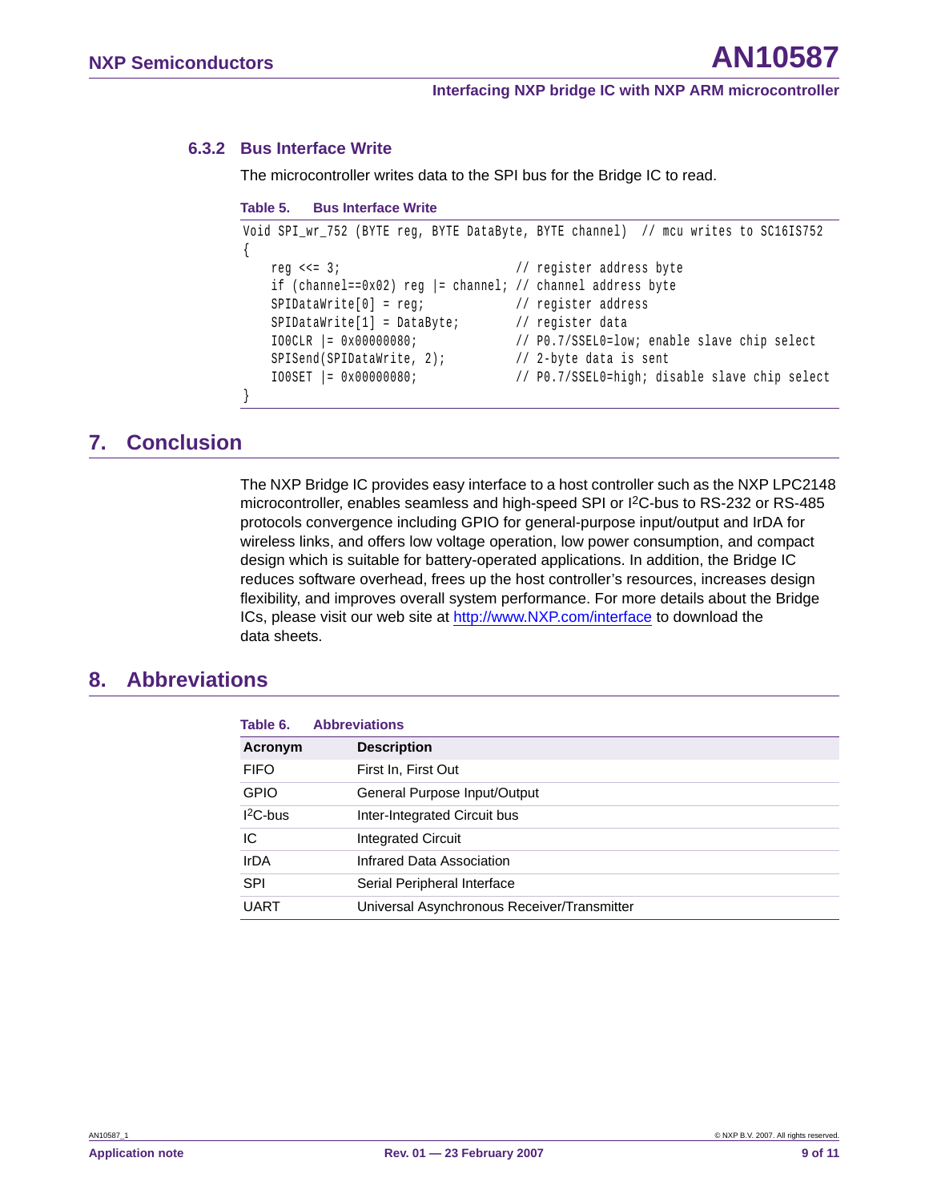### 6.3.2 Bus Interface Write

The microcontroller writes data to the SPI bus for the Bridge IC to read.

**Table 5. Bus Interface Write**

```
Void SPI_wr_752 (BYTE reg, BYTE DataByte, BYTE channel)  // mcu writes to SC16IS752
{
    reg <<= 3;                          // register address byte
    if (channel==0x02) reg |= channel;  // channel address byte
    SPIDataWrite[0] = reg;              // register address
    SPIDataWrite[1] = DataByte;         // register data
    IO0CLR |= 0x00000080;               // P0.7/SSEL0=low; enable slave chip select
    SPISend(SPIDataWrite, 2);           // 2-byte data is sent
    IO0SET |= 0x00000080;               // P0.7/SSEL0=high; disable slave chip select
}
```

## 7. Conclusion

The NXP Bridge IC provides easy interface to a host controller such as the NXP LPC2148 microcontroller, enables seamless and high-speed SPI or I2C-bus to RS-232 or RS-485 protocols convergence including GPIO for general-purpose input/output and IrDA for wireless links, and offers low voltage operation, low power consumption, and compact design which is suitable for battery-operated applications. In addition, the Bridge IC reduces software overhead, frees up the host controller's resources, increases design flexibility, and improves overall system performance. For more details about the Bridge ICs, please visit our web site at http://www.NXP.com/interface to download the data sheets.

## 8. Abbreviations

**Table 6. Abbreviations**

| Acronym | Description |
|---|---|
| FIFO | First In, First Out |
| GPIO | General Purpose Input/Output |
| I2C-bus | Inter-Integrated Circuit bus |
| IC | Integrated Circuit |
| IrDA | Infrared Data Association |
| SPI | Serial Peripheral Interface |
| UART | Universal Asynchronous Receiver/Transmitter |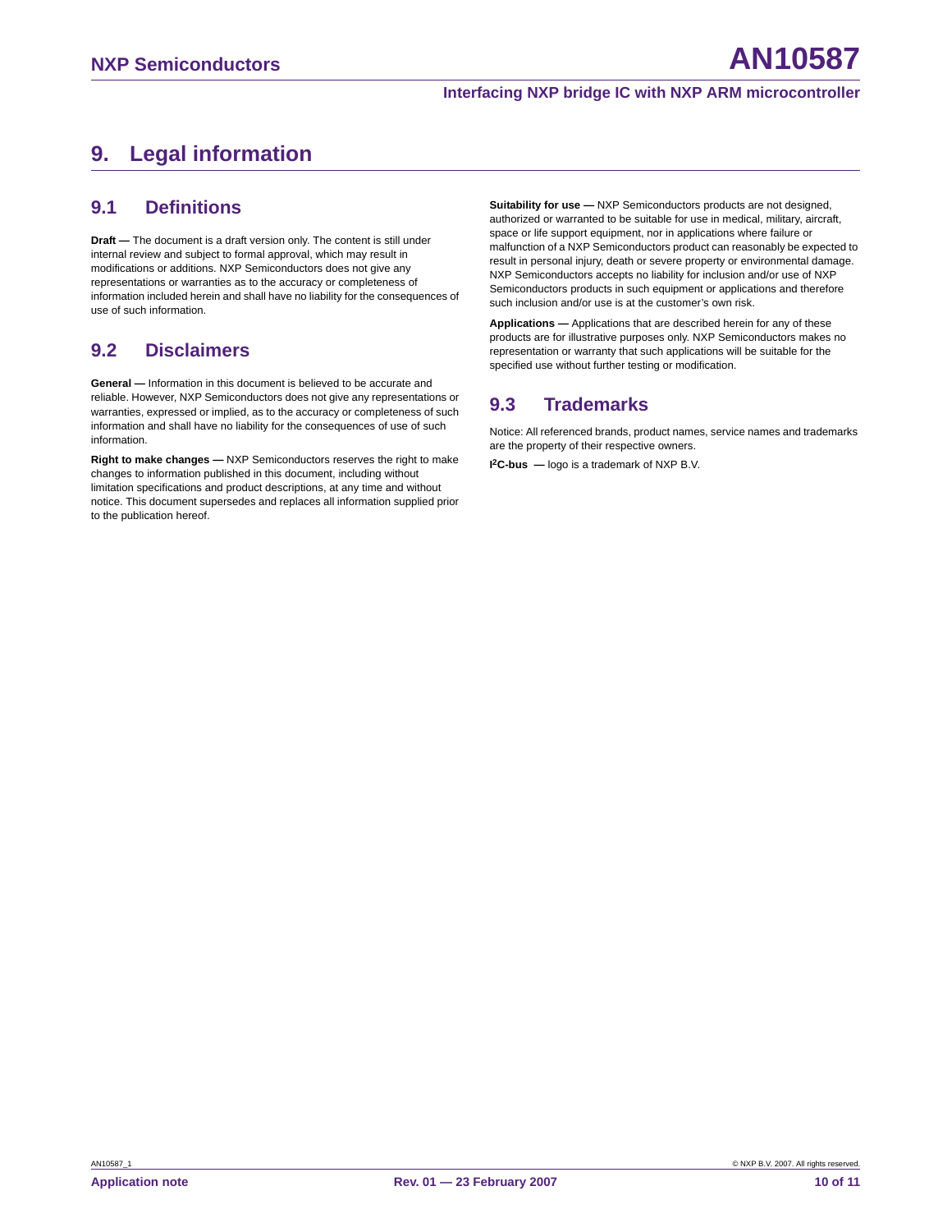# 9. Legal information

## 9.1 Definitions

**Draft —** The document is a draft version only. The content is still under internal review and subject to formal approval, which may result in modifications or additions. NXP Semiconductors does not give any representations or warranties as to the accuracy or completeness of information included herein and shall have no liability for the consequences of use of such information.

## 9.2 Disclaimers

**General —** Information in this document is believed to be accurate and reliable. However, NXP Semiconductors does not give any representations or warranties, expressed or implied, as to the accuracy or completeness of such information and shall have no liability for the consequences of use of such information.

**Right to make changes —** NXP Semiconductors reserves the right to make changes to information published in this document, including without limitation specifications and product descriptions, at any time and without notice. This document supersedes and replaces all information supplied prior to the publication hereof.

**Suitability for use —** NXP Semiconductors products are not designed, authorized or warranted to be suitable for use in medical, military, aircraft, space or life support equipment, nor in applications where failure or malfunction of a NXP Semiconductors product can reasonably be expected to result in personal injury, death or severe property or environmental damage. NXP Semiconductors accepts no liability for inclusion and/or use of NXP Semiconductors products in such equipment or applications and therefore such inclusion and/or use is at the customer's own risk.

**Applications —** Applications that are described herein for any of these products are for illustrative purposes only. NXP Semiconductors makes no representation or warranty that such applications will be suitable for the specified use without further testing or modification.

## 9.3 Trademarks

Notice: All referenced brands, product names, service names and trademarks are the property of their respective owners.

**I$^2$C-bus —** logo is a trademark of NXP B.V.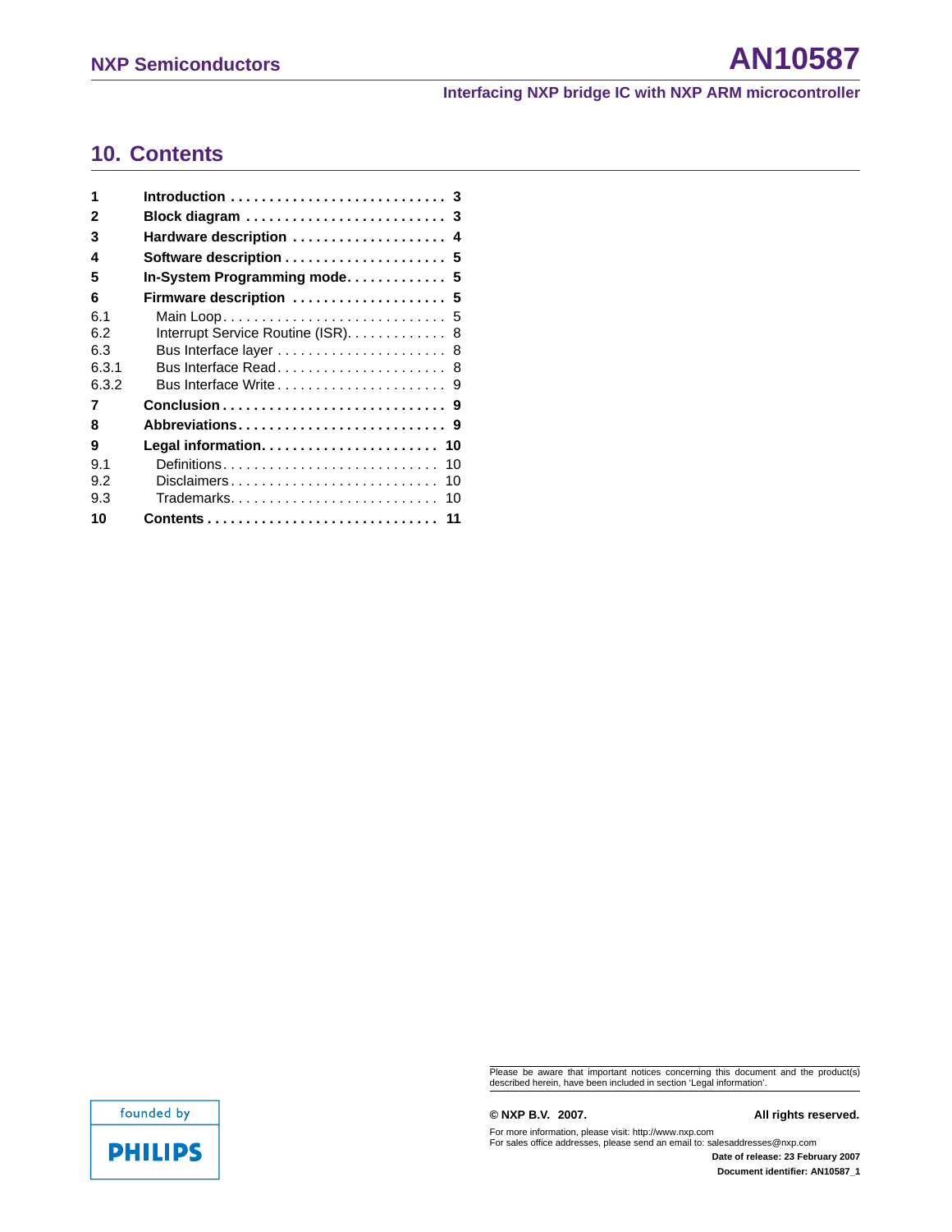## 10. Contents

| | | |
|---|---|---|
| **1** | **Introduction** | **3** |
| **2** | **Block diagram** | **3** |
| **3** | **Hardware description** | **4** |
| **4** | **Software description** | **5** |
| **5** | **In-System Programming mode** | **5** |
| **6** | **Firmware description** | **5** |
| 6.1 | Main Loop | 5 |
| 6.2 | Interrupt Service Routine (ISR) | 8 |
| 6.3 | Bus Interface layer | 8 |
| 6.3.1 | Bus Interface Read | 8 |
| 6.3.2 | Bus Interface Write | 9 |
| **7** | **Conclusion** | **9** |
| **8** | **Abbreviations** | **9** |
| **9** | **Legal information** | **10** |
| 9.1 | Definitions | 10 |
| 9.2 | Disclaimers | 10 |
| 9.3 | Trademarks | 10 |
| **10** | **Contents** | **11** |

Please be aware that important notices concerning this document and the product(s) described herein, have been included in section 'Legal information'.

**© NXP B.V. 2007. All rights reserved.**

For more information, please visit: http://www.nxp.com
For sales office addresses, please send an email to: salesaddresses@nxp.com

**Date of release: 23 February 2007**

**Document identifier: AN10587_1**

founded by PHILIPS